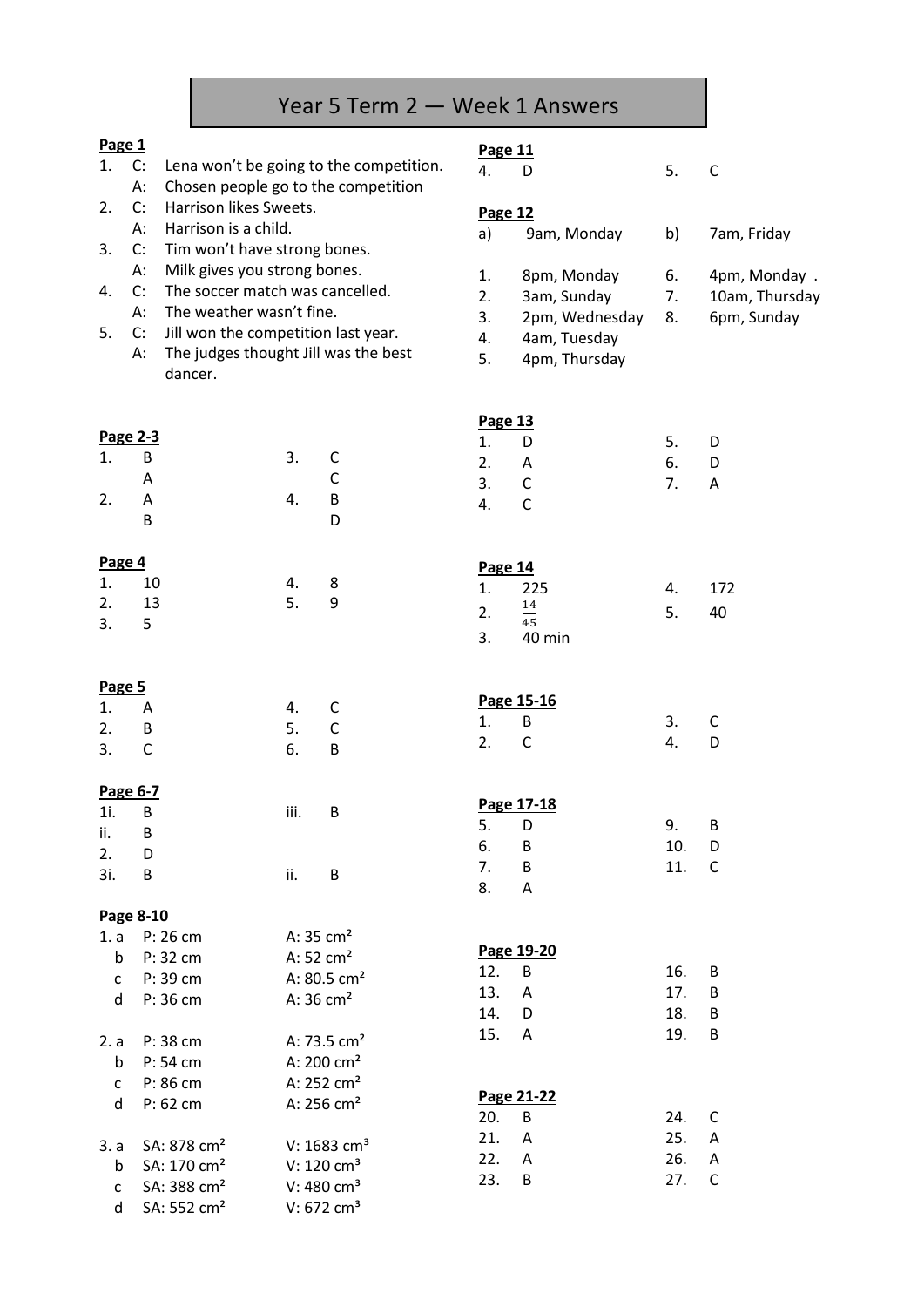# Year 5 Term 2 — Week 1 Answers

**Page 1**

1. C: Lena won't be going to the competition.
   A: Chosen people go to the competition
2. C: Harrison likes Sweets.
   A: Harrison is a child.
3. C: Tim won't have strong bones.
   A: Milk gives you strong bones.
4. C: The soccer match was cancelled.
   A: The weather wasn't fine.
5. C: Jill won the competition last year.
   A: The judges thought Jill was the best dancer.

**Page 2-3**

| | | | |
|---|---|---|---|
| 1. | B | 3. | C |
| | A | | C |
| 2. | A | 4. | B |
| | B | | D |

**Page 4**

| | | | |
|---|---|---|---|
| 1. | 10 | 4. | 8 |
| 2. | 13 | 5. | 9 |
| 3. | 5 | | |

**Page 5**

| | | | |
|---|---|---|---|
| 1. | A | 4. | C |
| 2. | B | 5. | C |
| 3. | C | 6. | B |

**Page 6-7**

| | | | |
|---|---|---|---|
| 1i. | B | iii. | B |
| ii. | B | | |
| 2. | D | | |
| 3i. | B | ii. | B |

**Page 8-10**

| | | |
|---|---|---|
| 1. a | P: 26 cm | A: 35 cm² |
| b | P: 32 cm | A: 52 cm² |
| c | P: 39 cm | A: 80.5 cm² |
| d | P: 36 cm | A: 36 cm² |
| 2. a | P: 38 cm | A: 73.5 cm² |
| b | P: 54 cm | A: 200 cm² |
| c | P: 86 cm | A: 252 cm² |
| d | P: 62 cm | A: 256 cm² |
| 3. a | SA: 878 cm² | V: 1683 cm³ |
| b | SA: 170 cm² | V: 120 cm³ |
| c | SA: 388 cm² | V: 480 cm³ |
| d | SA: 552 cm² | V: 672 cm³ |

**Page 11**

| | | | |
|---|---|---|---|
| 4. | D | 5. | C |

**Page 12**

| | | | |
|---|---|---|---|
| a) | 9am, Monday | b) | 7am, Friday |
| 1. | 8pm, Monday | 6. | 4pm, Monday |
| 2. | 3am, Sunday | 7. | 10am, Thursday |
| 3. | 2pm, Wednesday | 8. | 6pm, Sunday |
| 4. | 4am, Tuesday | | |
| 5. | 4pm, Thursday | | |

**Page 13**

| | | | |
|---|---|---|---|
| 1. | D | 5. | D |
| 2. | A | 6. | D |
| 3. | C | 7. | A |
| 4. | C | | |

**Page 14**

| | | | |
|---|---|---|---|
| 1. | 225 | 4. | 172 |
| 2. | $\frac{14}{45}$ | 5. | 40 |
| 3. | 40 min | | |

**Page 15-16**

| | | | |
|---|---|---|---|
| 1. | B | 3. | C |
| 2. | C | 4. | D |

**Page 17-18**

| | | | |
|---|---|---|---|
| 5. | D | 9. | B |
| 6. | B | 10. | D |
| 7. | B | 11. | C |
| 8. | A | | |

**Page 19-20**

| | | | |
|---|---|---|---|
| 12. | B | 16. | B |
| 13. | A | 17. | B |
| 14. | D | 18. | B |
| 15. | A | 19. | B |

**Page 21-22**

| | | | |
|---|---|---|---|
| 20. | B | 24. | C |
| 21. | A | 25. | A |
| 22. | A | 26. | A |
| 23. | B | 27. | C |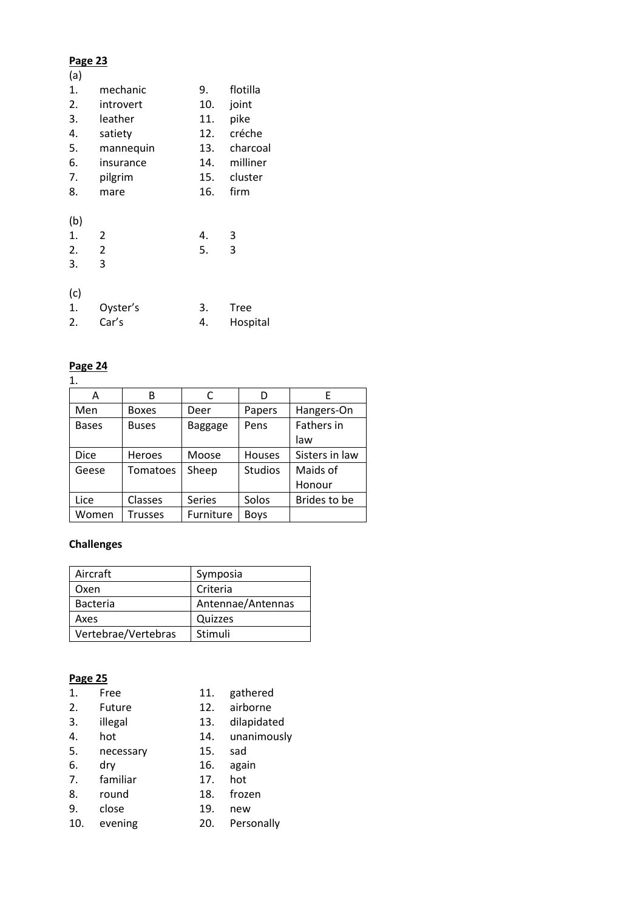**Page 23**

(a)

1. mechanic
2. introvert
3. leather
4. satiety
5. mannequin
6. insurance
7. pilgrim
8. mare
9. flotilla
10. joint
11. pike
12. créche
13. charcoal
14. milliner
15. cluster
16. firm

(b)

1. 2
2. 2
3. 3
4. 3
5. 3

(c)

1. Oyster's
2. Car's
3. Tree
4. Hospital

**Page 24**

1.

| A | B | C | D | E |
|---|---|---|---|---|
| Men | Boxes | Deer | Papers | Hangers-On |
| Bases | Buses | Baggage | Pens | Fathers in law |
| Dice | Heroes | Moose | Houses | Sisters in law |
| Geese | Tomatoes | Sheep | Studios | Maids of Honour |
| Lice | Classes | Series | Solos | Brides to be |
| Women | Trusses | Furniture | Boys | |

**Challenges**

| | |
|---|---|
| Aircraft | Symposia |
| Oxen | Criteria |
| Bacteria | Antennae/Antennas |
| Axes | Quizzes |
| Vertebrae/Vertebras | Stimuli |

**Page 25**

1. Free
2. Future
3. illegal
4. hot
5. necessary
6. dry
7. familiar
8. round
9. close
10. evening
11. gathered
12. airborne
13. dilapidated
14. unanimously
15. sad
16. again
17. hot
18. frozen
19. new
20. Personally